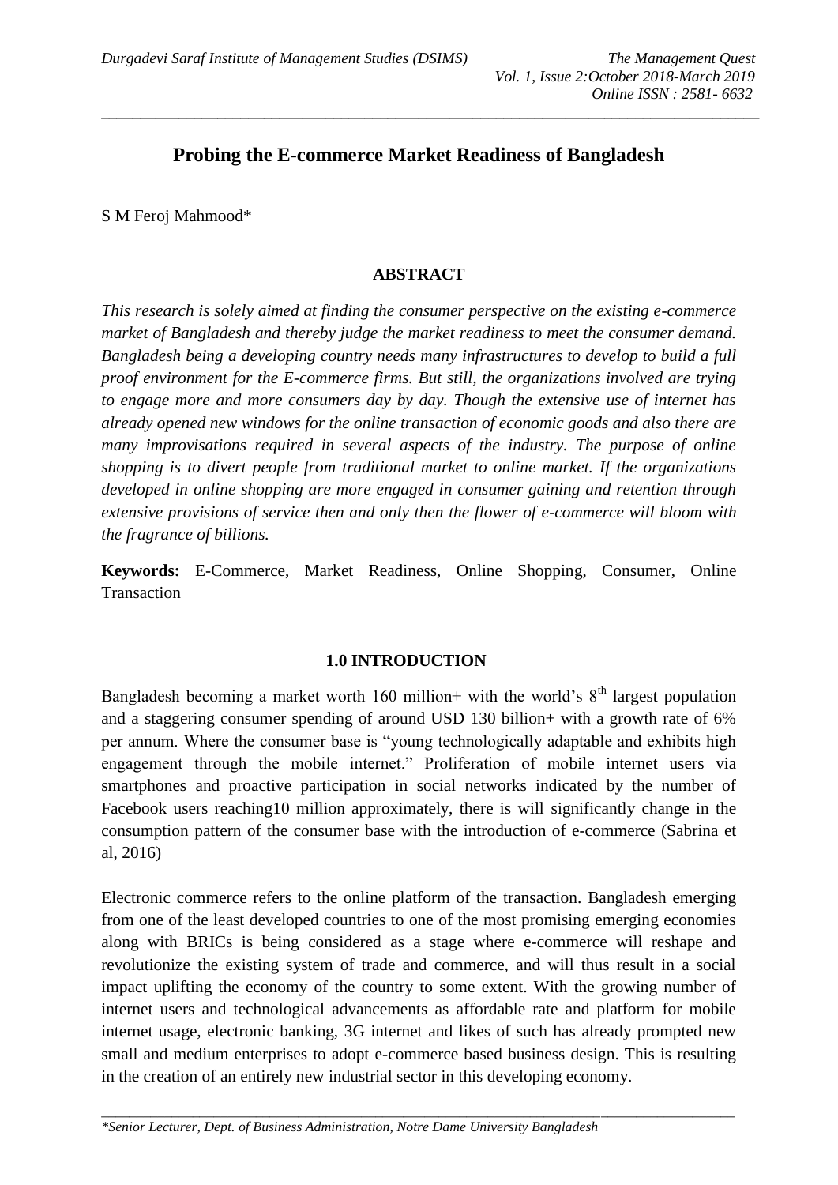# Probing the E-commerce Market Readiness of Bangladesh

S M Feroj Mahmood*

### ABSTRACT

*This research is solely aimed at finding the consumer perspective on the existing e-commerce market of Bangladesh and thereby judge the market readiness to meet the consumer demand. Bangladesh being a developing country needs many infrastructures to develop to build a full proof environment for the E-commerce firms. But still, the organizations involved are trying to engage more and more consumers day by day. Though the extensive use of internet has already opened new windows for the online transaction of economic goods and also there are many improvisations required in several aspects of the industry. The purpose of online shopping is to divert people from traditional market to online market. If the organizations developed in online shopping are more engaged in consumer gaining and retention through extensive provisions of service then and only then the flower of e-commerce will bloom with the fragrance of billions.*

**Keywords:** E-Commerce, Market Readiness, Online Shopping, Consumer, Online Transaction

## 1.0 INTRODUCTION

Bangladesh becoming a market worth 160 million+ with the world's 8th largest population and a staggering consumer spending of around USD 130 billion+ with a growth rate of 6% per annum. Where the consumer base is "young technologically adaptable and exhibits high engagement through the mobile internet." Proliferation of mobile internet users via smartphones and proactive participation in social networks indicated by the number of Facebook users reaching10 million approximately, there is will significantly change in the consumption pattern of the consumer base with the introduction of e-commerce (Sabrina et al, 2016)

Electronic commerce refers to the online platform of the transaction. Bangladesh emerging from one of the least developed countries to one of the most promising emerging economies along with BRICs is being considered as a stage where e-commerce will reshape and revolutionize the existing system of trade and commerce, and will thus result in a social impact uplifting the economy of the country to some extent. With the growing number of internet users and technological advancements as affordable rate and platform for mobile internet usage, electronic banking, 3G internet and likes of such has already prompted new small and medium enterprises to adopt e-commerce based business design. This is resulting in the creation of an entirely new industrial sector in this developing economy.

*\*Senior Lecturer, Dept. of Business Administration, Notre Dame University Bangladesh*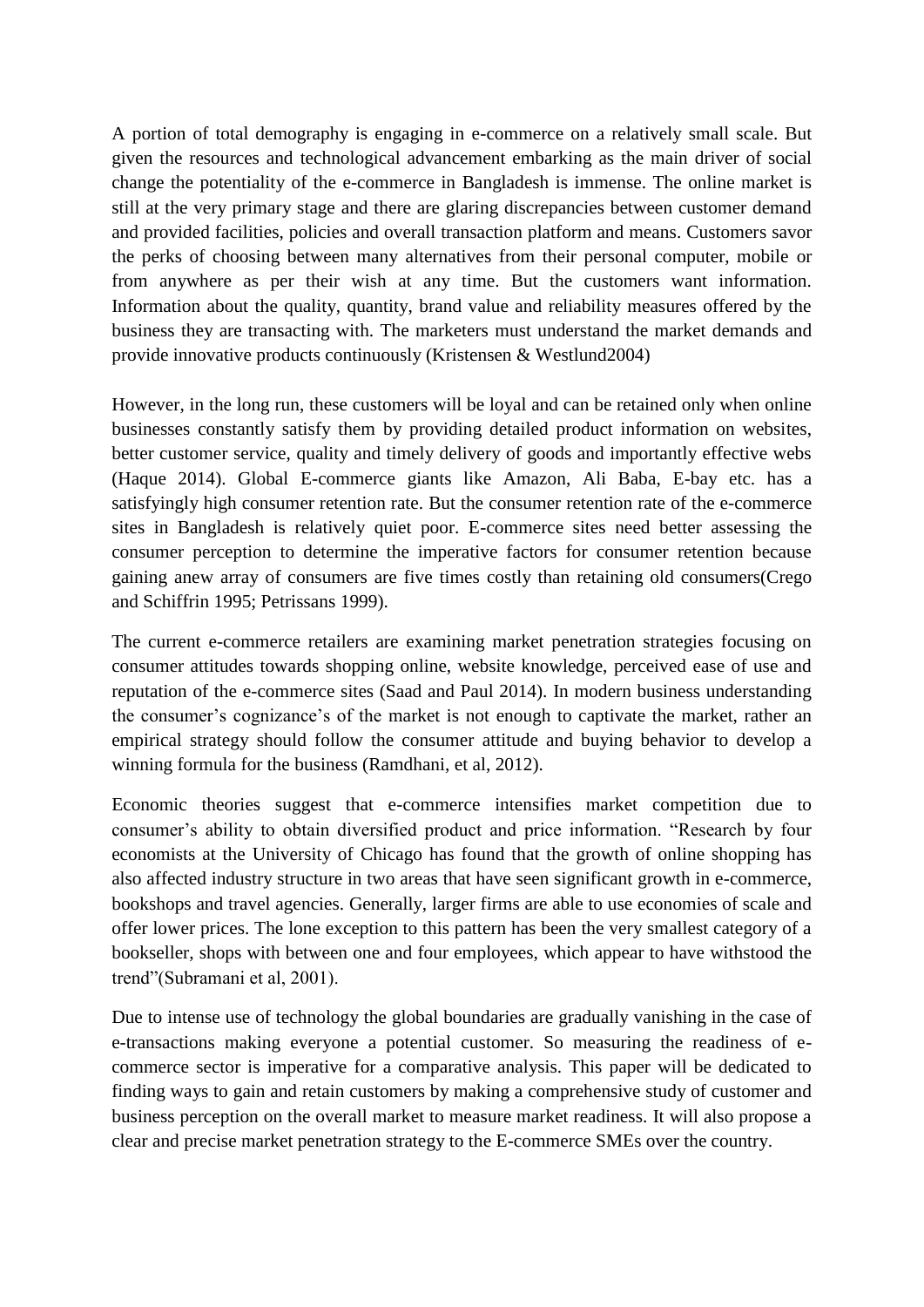A portion of total demography is engaging in e-commerce on a relatively small scale. But given the resources and technological advancement embarking as the main driver of social change the potentiality of the e-commerce in Bangladesh is immense. The online market is still at the very primary stage and there are glaring discrepancies between customer demand and provided facilities, policies and overall transaction platform and means. Customers savor the perks of choosing between many alternatives from their personal computer, mobile or from anywhere as per their wish at any time. But the customers want information. Information about the quality, quantity, brand value and reliability measures offered by the business they are transacting with. The marketers must understand the market demands and provide innovative products continuously (Kristensen & Westlund2004)

However, in the long run, these customers will be loyal and can be retained only when online businesses constantly satisfy them by providing detailed product information on websites, better customer service, quality and timely delivery of goods and importantly effective webs (Haque 2014). Global E-commerce giants like Amazon, Ali Baba, E-bay etc. has a satisfyingly high consumer retention rate. But the consumer retention rate of the e-commerce sites in Bangladesh is relatively quiet poor. E-commerce sites need better assessing the consumer perception to determine the imperative factors for consumer retention because gaining anew array of consumers are five times costly than retaining old consumers(Crego and Schiffrin 1995; Petrissans 1999).

The current e-commerce retailers are examining market penetration strategies focusing on consumer attitudes towards shopping online, website knowledge, perceived ease of use and reputation of the e-commerce sites (Saad and Paul 2014). In modern business understanding the consumer's cognizance's of the market is not enough to captivate the market, rather an empirical strategy should follow the consumer attitude and buying behavior to develop a winning formula for the business (Ramdhani, et al, 2012).

Economic theories suggest that e-commerce intensifies market competition due to consumer's ability to obtain diversified product and price information. "Research by four economists at the University of Chicago has found that the growth of online shopping has also affected industry structure in two areas that have seen significant growth in e-commerce, bookshops and travel agencies. Generally, larger firms are able to use economies of scale and offer lower prices. The lone exception to this pattern has been the very smallest category of a bookseller, shops with between one and four employees, which appear to have withstood the trend"(Subramani et al, 2001).

Due to intense use of technology the global boundaries are gradually vanishing in the case of e-transactions making everyone a potential customer. So measuring the readiness of e-commerce sector is imperative for a comparative analysis. This paper will be dedicated to finding ways to gain and retain customers by making a comprehensive study of customer and business perception on the overall market to measure market readiness. It will also propose a clear and precise market penetration strategy to the E-commerce SMEs over the country.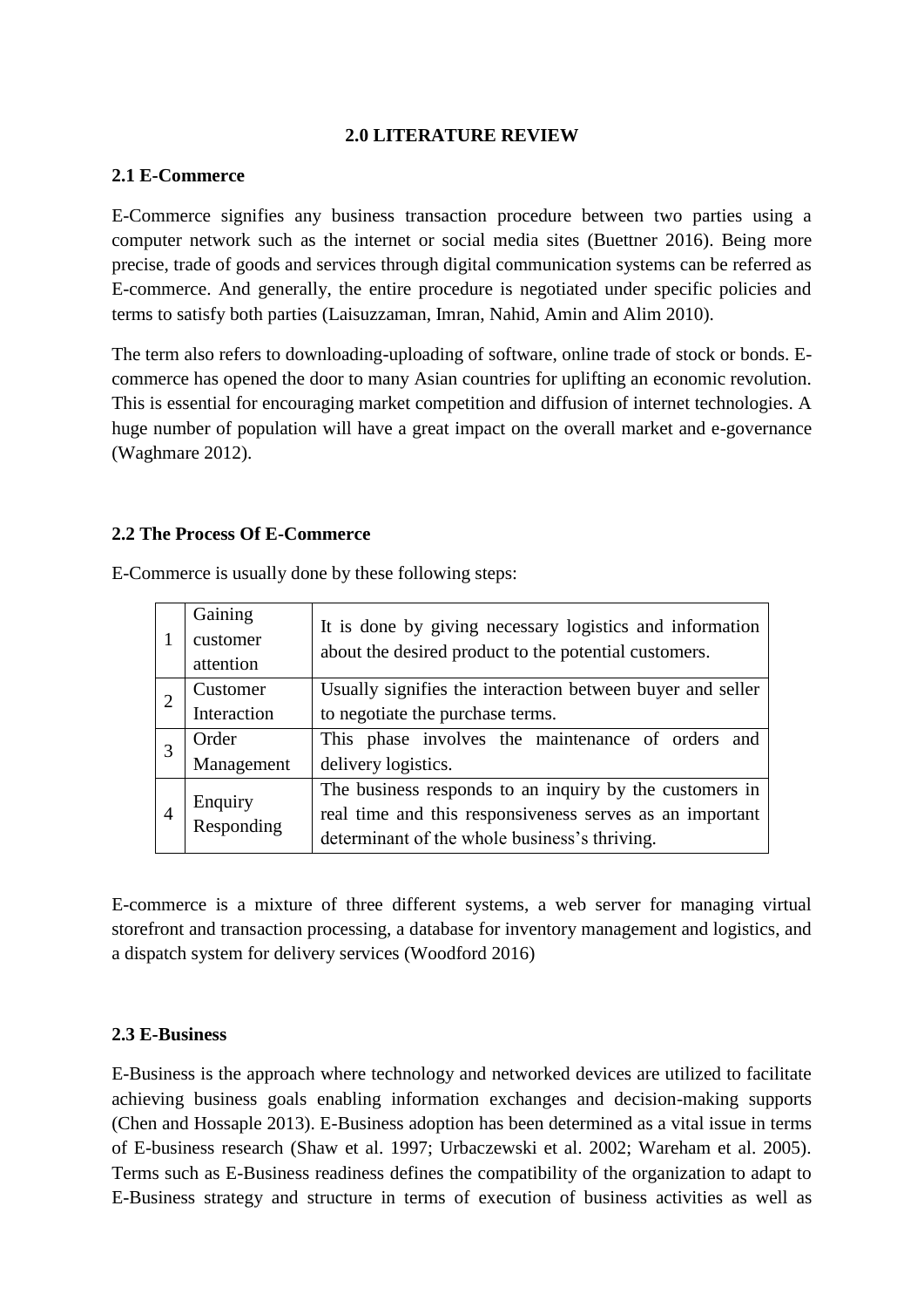## 2.0 LITERATURE REVIEW

### 2.1 E-Commerce

E-Commerce signifies any business transaction procedure between two parties using a computer network such as the internet or social media sites (Buettner 2016). Being more precise, trade of goods and services through digital communication systems can be referred as E-commerce. And generally, the entire procedure is negotiated under specific policies and terms to satisfy both parties (Laisuzzaman, Imran, Nahid, Amin and Alim 2010).

The term also refers to downloading-uploading of software, online trade of stock or bonds. E-commerce has opened the door to many Asian countries for uplifting an economic revolution. This is essential for encouraging market competition and diffusion of internet technologies. A huge number of population will have a great impact on the overall market and e-governance (Waghmare 2012).

### 2.2 The Process Of E-Commerce

E-Commerce is usually done by these following steps:

| | | |
|---|---|---|
| 1 | Gaining customer attention | It is done by giving necessary logistics and information about the desired product to the potential customers. |
| 2 | Customer Interaction | Usually signifies the interaction between buyer and seller to negotiate the purchase terms. |
| 3 | Order Management | This phase involves the maintenance of orders and delivery logistics. |
| 4 | Enquiry Responding | The business responds to an inquiry by the customers in real time and this responsiveness serves as an important determinant of the whole business's thriving. |

E-commerce is a mixture of three different systems, a web server for managing virtual storefront and transaction processing, a database for inventory management and logistics, and a dispatch system for delivery services (Woodford 2016)

### 2.3 E-Business

E-Business is the approach where technology and networked devices are utilized to facilitate achieving business goals enabling information exchanges and decision-making supports (Chen and Hossaple 2013). E-Business adoption has been determined as a vital issue in terms of E-business research (Shaw et al. 1997; Urbaczewski et al. 2002; Wareham et al. 2005). Terms such as E-Business readiness defines the compatibility of the organization to adapt to E-Business strategy and structure in terms of execution of business activities as well as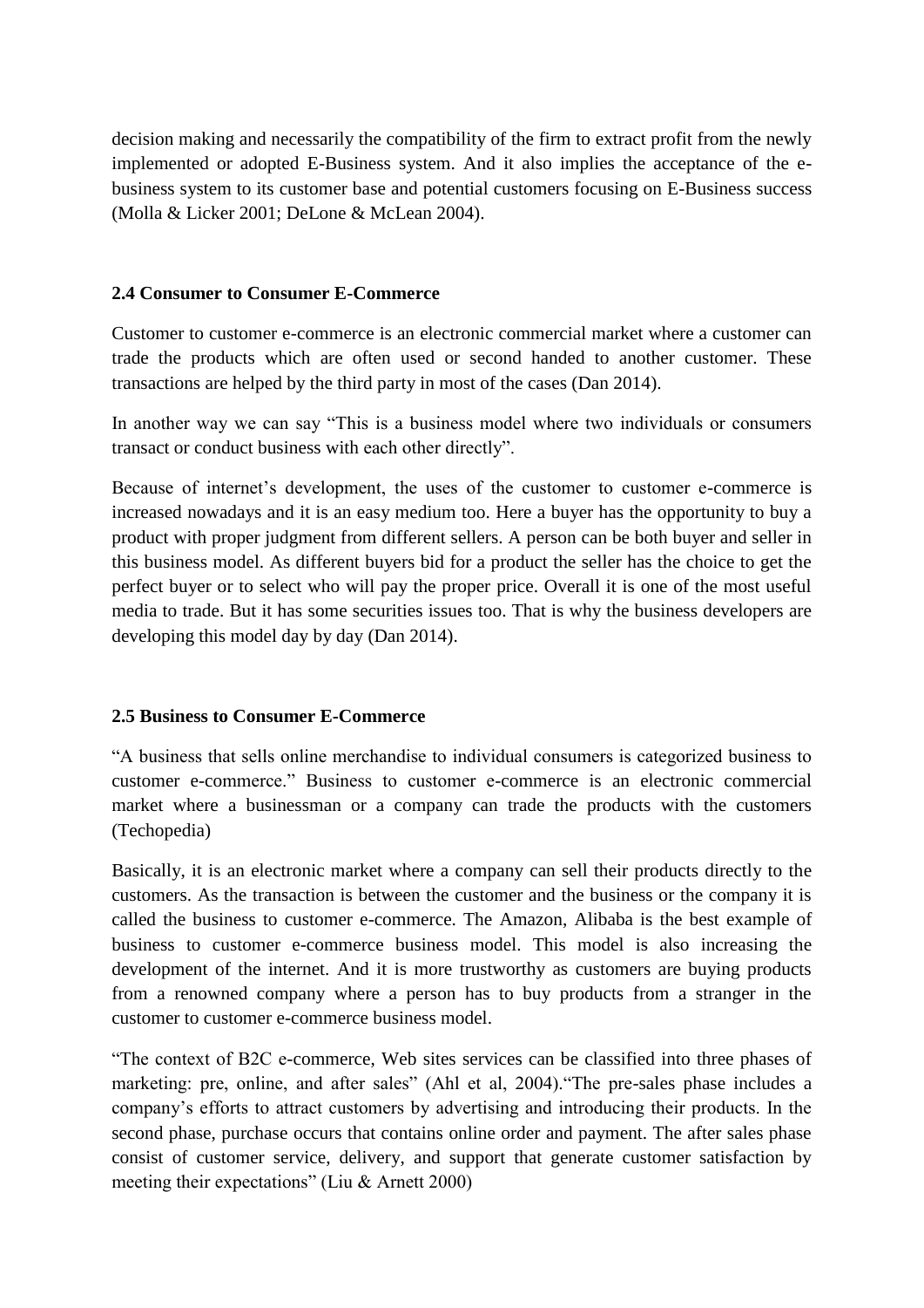decision making and necessarily the compatibility of the firm to extract profit from the newly implemented or adopted E-Business system. And it also implies the acceptance of the e-business system to its customer base and potential customers focusing on E-Business success (Molla & Licker 2001; DeLone & McLean 2004).

### 2.4 Consumer to Consumer E-Commerce

Customer to customer e-commerce is an electronic commercial market where a customer can trade the products which are often used or second handed to another customer. These transactions are helped by the third party in most of the cases (Dan 2014).

In another way we can say "This is a business model where two individuals or consumers transact or conduct business with each other directly".

Because of internet's development, the uses of the customer to customer e-commerce is increased nowadays and it is an easy medium too. Here a buyer has the opportunity to buy a product with proper judgment from different sellers. A person can be both buyer and seller in this business model. As different buyers bid for a product the seller has the choice to get the perfect buyer or to select who will pay the proper price. Overall it is one of the most useful media to trade. But it has some securities issues too. That is why the business developers are developing this model day by day (Dan 2014).

### 2.5 Business to Consumer E-Commerce

"A business that sells online merchandise to individual consumers is categorized business to customer e-commerce." Business to customer e-commerce is an electronic commercial market where a businessman or a company can trade the products with the customers (Techopedia)

Basically, it is an electronic market where a company can sell their products directly to the customers. As the transaction is between the customer and the business or the company it is called the business to customer e-commerce. The Amazon, Alibaba is the best example of business to customer e-commerce business model. This model is also increasing the development of the internet. And it is more trustworthy as customers are buying products from a renowned company where a person has to buy products from a stranger in the customer to customer e-commerce business model.

"The context of B2C e-commerce, Web sites services can be classified into three phases of marketing: pre, online, and after sales" (Ahl et al, 2004)."The pre-sales phase includes a company's efforts to attract customers by advertising and introducing their products. In the second phase, purchase occurs that contains online order and payment. The after sales phase consist of customer service, delivery, and support that generate customer satisfaction by meeting their expectations" (Liu & Arnett 2000)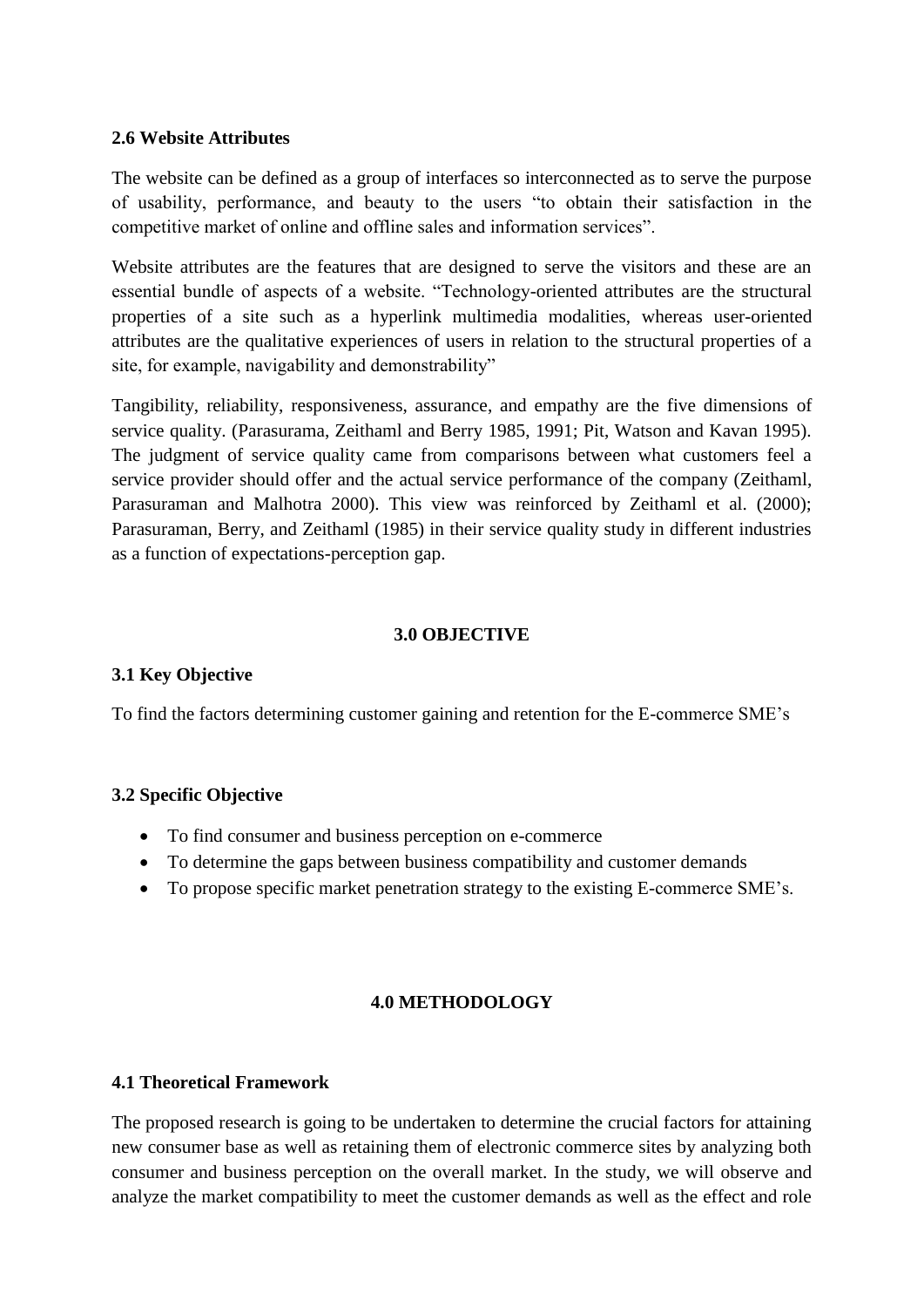### 2.6 Website Attributes

The website can be defined as a group of interfaces so interconnected as to serve the purpose of usability, performance, and beauty to the users "to obtain their satisfaction in the competitive market of online and offline sales and information services".

Website attributes are the features that are designed to serve the visitors and these are an essential bundle of aspects of a website. "Technology-oriented attributes are the structural properties of a site such as a hyperlink multimedia modalities, whereas user-oriented attributes are the qualitative experiences of users in relation to the structural properties of a site, for example, navigability and demonstrability"

Tangibility, reliability, responsiveness, assurance, and empathy are the five dimensions of service quality. (Parasurama, Zeithaml and Berry 1985, 1991; Pit, Watson and Kavan 1995). The judgment of service quality came from comparisons between what customers feel a service provider should offer and the actual service performance of the company (Zeithaml, Parasuraman and Malhotra 2000). This view was reinforced by Zeithaml et al. (2000); Parasuraman, Berry, and Zeithaml (1985) in their service quality study in different industries as a function of expectations-perception gap.

## 3.0 OBJECTIVE

### 3.1 Key Objective

To find the factors determining customer gaining and retention for the E-commerce SME's

### 3.2 Specific Objective

- To find consumer and business perception on e-commerce
- To determine the gaps between business compatibility and customer demands
- To propose specific market penetration strategy to the existing E-commerce SME's.

## 4.0 METHODOLOGY

### 4.1 Theoretical Framework

The proposed research is going to be undertaken to determine the crucial factors for attaining new consumer base as well as retaining them of electronic commerce sites by analyzing both consumer and business perception on the overall market. In the study, we will observe and analyze the market compatibility to meet the customer demands as well as the effect and role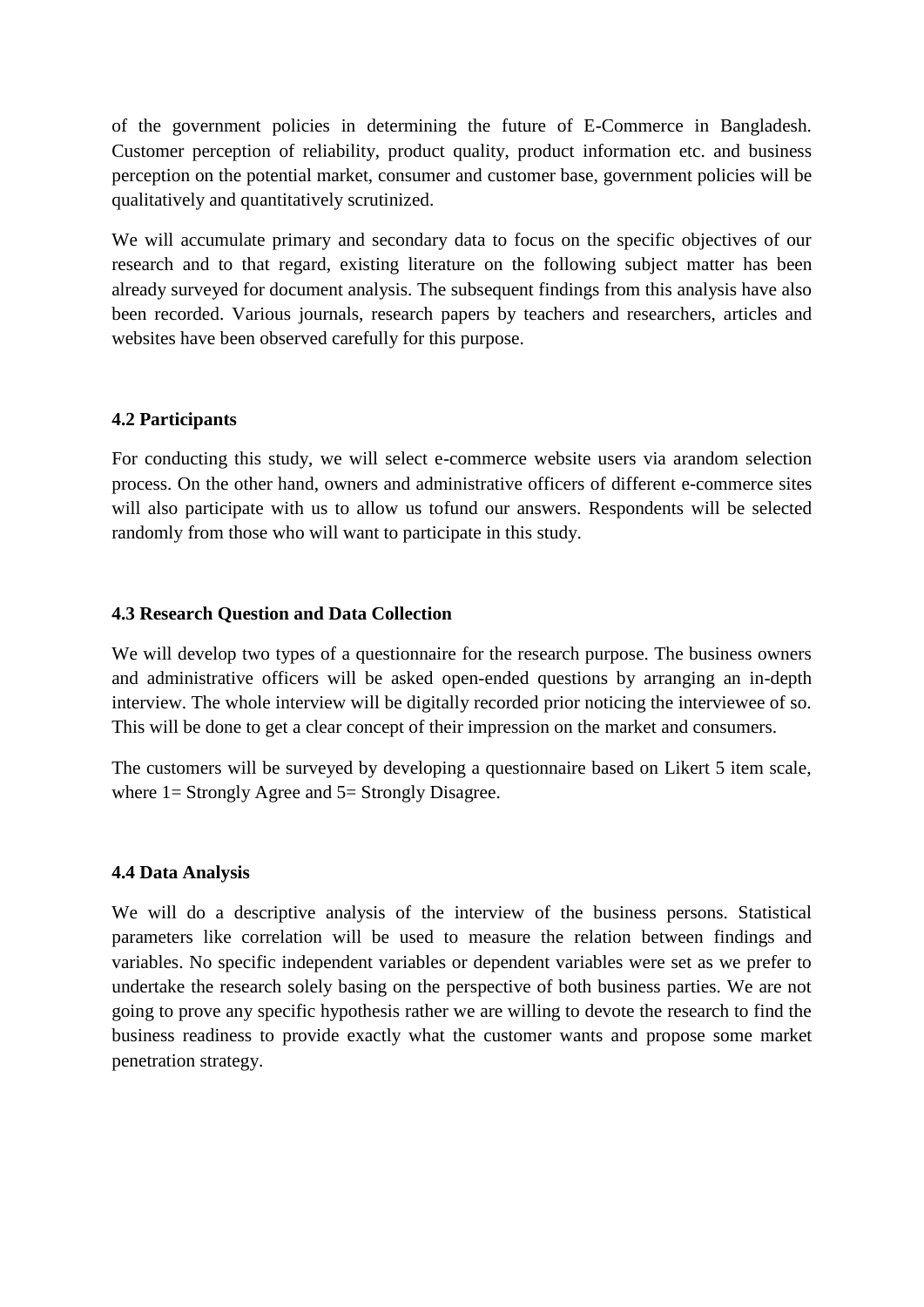of the government policies in determining the future of E-Commerce in Bangladesh. Customer perception of reliability, product quality, product information etc. and business perception on the potential market, consumer and customer base, government policies will be qualitatively and quantitatively scrutinized.

We will accumulate primary and secondary data to focus on the specific objectives of our research and to that regard, existing literature on the following subject matter has been already surveyed for document analysis. The subsequent findings from this analysis have also been recorded. Various journals, research papers by teachers and researchers, articles and websites have been observed carefully for this purpose.

### 4.2 Participants

For conducting this study, we will select e-commerce website users via arandom selection process. On the other hand, owners and administrative officers of different e-commerce sites will also participate with us to allow us tofund our answers. Respondents will be selected randomly from those who will want to participate in this study.

### 4.3 Research Question and Data Collection

We will develop two types of a questionnaire for the research purpose. The business owners and administrative officers will be asked open-ended questions by arranging an in-depth interview. The whole interview will be digitally recorded prior noticing the interviewee of so. This will be done to get a clear concept of their impression on the market and consumers.

The customers will be surveyed by developing a questionnaire based on Likert 5 item scale, where 1= Strongly Agree and 5= Strongly Disagree.

### 4.4 Data Analysis

We will do a descriptive analysis of the interview of the business persons. Statistical parameters like correlation will be used to measure the relation between findings and variables. No specific independent variables or dependent variables were set as we prefer to undertake the research solely basing on the perspective of both business parties. We are not going to prove any specific hypothesis rather we are willing to devote the research to find the business readiness to provide exactly what the customer wants and propose some market penetration strategy.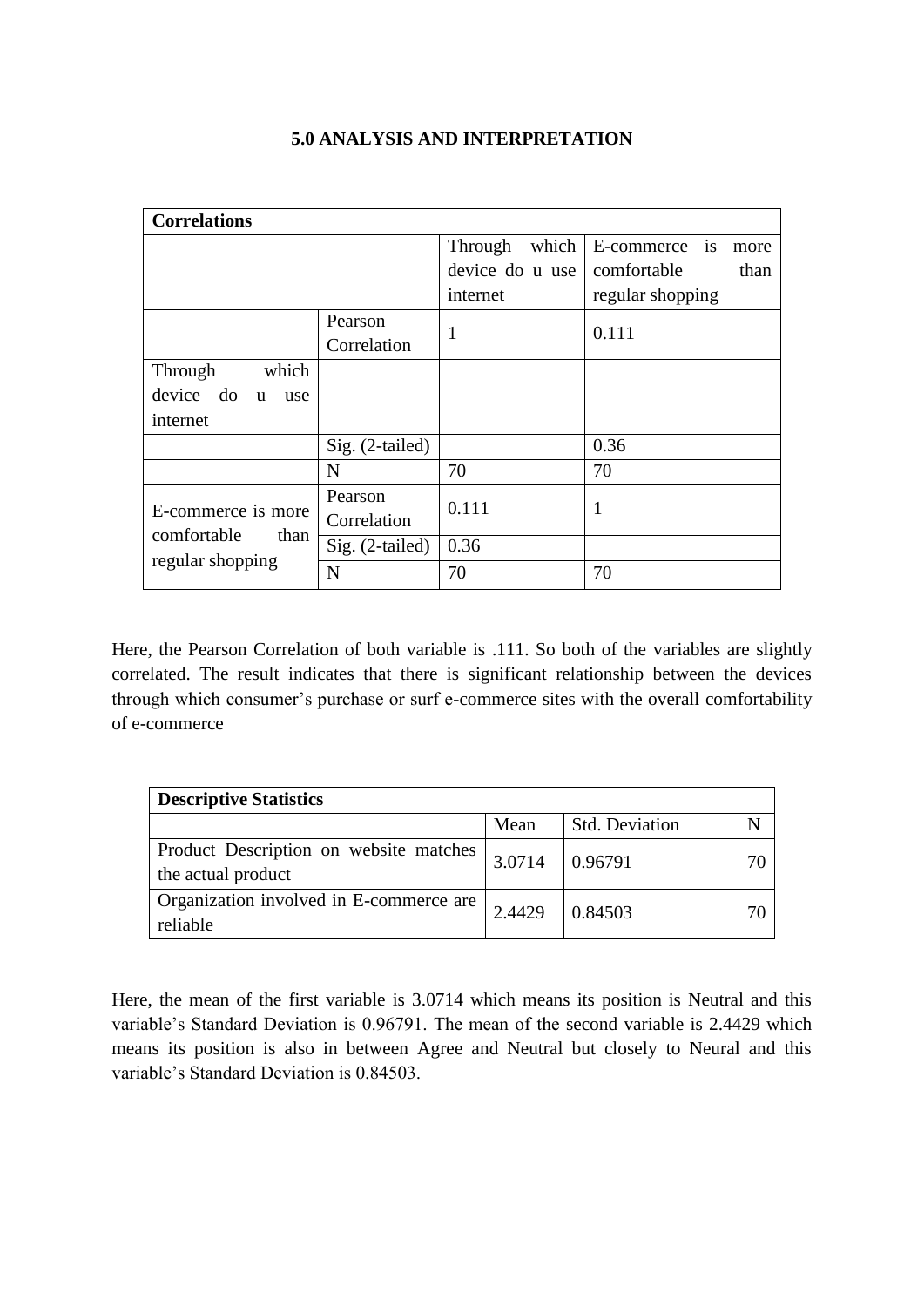**5.0 ANALYSIS AND INTERPRETATION**

| **Correlations** | | | |
|---|---|---|---|
| | | Through which device do u use internet | E-commerce is more comfortable than regular shopping |
| | Pearson Correlation | 1 | 0.111 |
| Through which device do u use internet | | | |
| | Sig. (2-tailed) | | 0.36 |
| | N | 70 | 70 |
| E-commerce is more comfortable than regular shopping | Pearson Correlation | 0.111 | 1 |
| | Sig. (2-tailed) | 0.36 | |
| | N | 70 | 70 |

Here, the Pearson Correlation of both variable is .111. So both of the variables are slightly correlated. The result indicates that there is significant relationship between the devices through which consumer's purchase or surf e-commerce sites with the overall comfortability of e-commerce

| **Descriptive Statistics** | | | |
|---|---|---|---|
| | Mean | Std. Deviation | N |
| Product Description on website matches the actual product | 3.0714 | 0.96791 | 70 |
| Organization involved in E-commerce are reliable | 2.4429 | 0.84503 | 70 |

Here, the mean of the first variable is 3.0714 which means its position is Neutral and this variable's Standard Deviation is 0.96791. The mean of the second variable is 2.4429 which means its position is also in between Agree and Neutral but closely to Neural and this variable's Standard Deviation is 0.84503.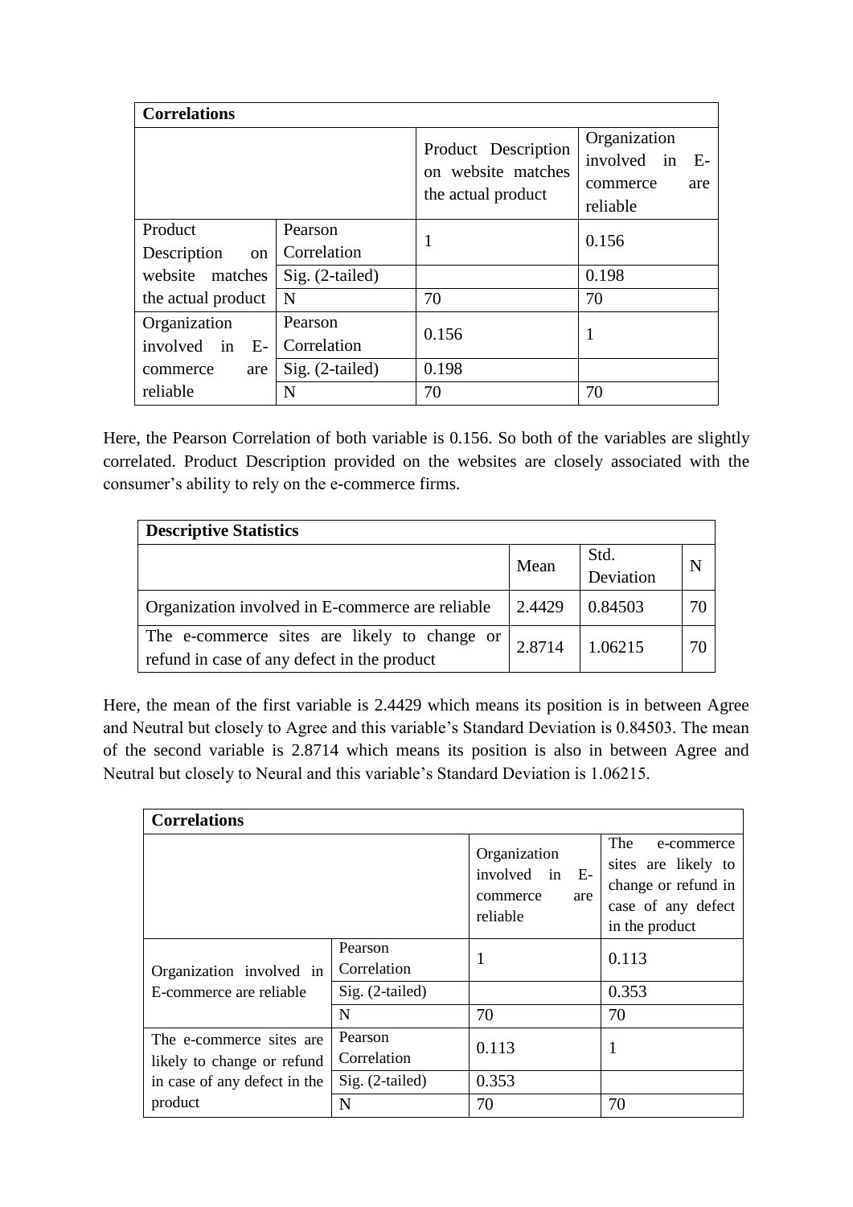| **Correlations** | | | |
|---|---|---|---|
| | | Product Description on website matches the actual product | Organization involved in E-commerce are reliable |
| Product Description on website matches the actual product | Pearson Correlation | 1 | 0.156 |
| | Sig. (2-tailed) | | 0.198 |
| | N | 70 | 70 |
| Organization involved in E-commerce are reliable | Pearson Correlation | 0.156 | 1 |
| | Sig. (2-tailed) | 0.198 | |
| | N | 70 | 70 |

Here, the Pearson Correlation of both variable is 0.156. So both of the variables are slightly correlated. Product Description provided on the websites are closely associated with the consumer's ability to rely on the e-commerce firms.

| **Descriptive Statistics** | | | |
|---|---|---|---|
| | Mean | Std. Deviation | N |
| Organization involved in E-commerce are reliable | 2.4429 | 0.84503 | 70 |
| The e-commerce sites are likely to change or refund in case of any defect in the product | 2.8714 | 1.06215 | 70 |

Here, the mean of the first variable is 2.4429 which means its position is in between Agree and Neutral but closely to Agree and this variable's Standard Deviation is 0.84503. The mean of the second variable is 2.8714 which means its position is also in between Agree and Neutral but closely to Neural and this variable's Standard Deviation is 1.06215.

| **Correlations** | | | |
|---|---|---|---|
| | | Organization involved in E-commerce are reliable | The e-commerce sites are likely to change or refund in case of any defect in the product |
| Organization involved in E-commerce are reliable | Pearson Correlation | 1 | 0.113 |
| | Sig. (2-tailed) | | 0.353 |
| | N | 70 | 70 |
| The e-commerce sites are likely to change or refund in case of any defect in the product | Pearson Correlation | 0.113 | 1 |
| | Sig. (2-tailed) | 0.353 | |
| | N | 70 | 70 |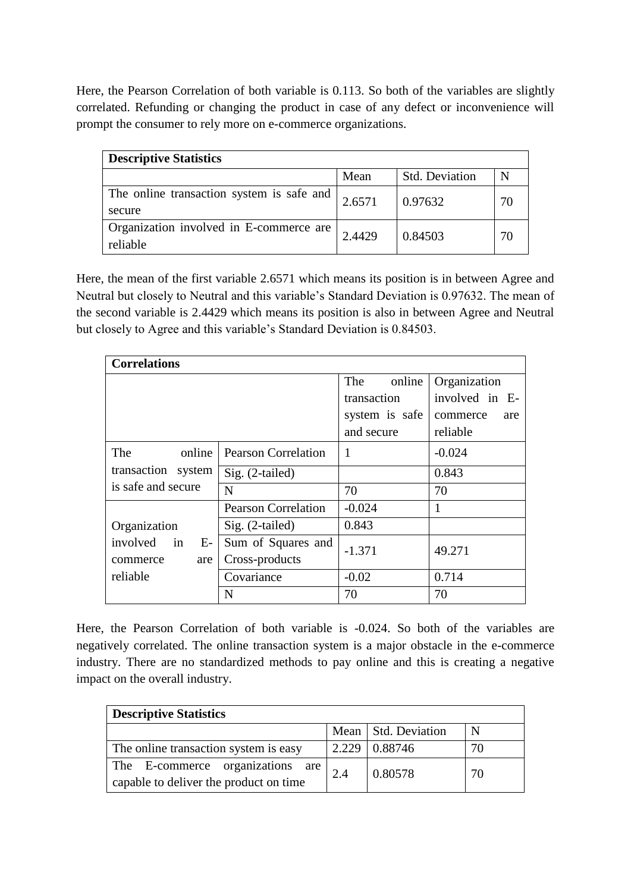Here, the Pearson Correlation of both variable is 0.113. So both of the variables are slightly correlated. Refunding or changing the product in case of any defect or inconvenience will prompt the consumer to rely more on e-commerce organizations.

| **Descriptive Statistics** | | | |
|---|---|---|---|
| | Mean | Std. Deviation | N |
| The online transaction system is safe and secure | 2.6571 | 0.97632 | 70 |
| Organization involved in E-commerce are reliable | 2.4429 | 0.84503 | 70 |

Here, the mean of the first variable 2.6571 which means its position is in between Agree and Neutral but closely to Neutral and this variable's Standard Deviation is 0.97632. The mean of the second variable is 2.4429 which means its position is also in between Agree and Neutral but closely to Agree and this variable's Standard Deviation is 0.84503.

| **Correlations** | | | |
|---|---|---|---|
| | | The online transaction system is safe and secure | Organization involved in E-commerce are reliable |
| The online transaction system is safe and secure | Pearson Correlation | 1 | -0.024 |
| | Sig. (2-tailed) | | 0.843 |
| | N | 70 | 70 |
| Organization involved in E-commerce are reliable | Pearson Correlation | -0.024 | 1 |
| | Sig. (2-tailed) | 0.843 | |
| | Sum of Squares and Cross-products | -1.371 | 49.271 |
| | Covariance | -0.02 | 0.714 |
| | N | 70 | 70 |

Here, the Pearson Correlation of both variable is -0.024. So both of the variables are negatively correlated. The online transaction system is a major obstacle in the e-commerce industry. There are no standardized methods to pay online and this is creating a negative impact on the overall industry.

| **Descriptive Statistics** | | | |
|---|---|---|---|
| | Mean | Std. Deviation | N |
| The online transaction system is easy | 2.229 | 0.88746 | 70 |
| The E-commerce organizations are capable to deliver the product on time | 2.4 | 0.80578 | 70 |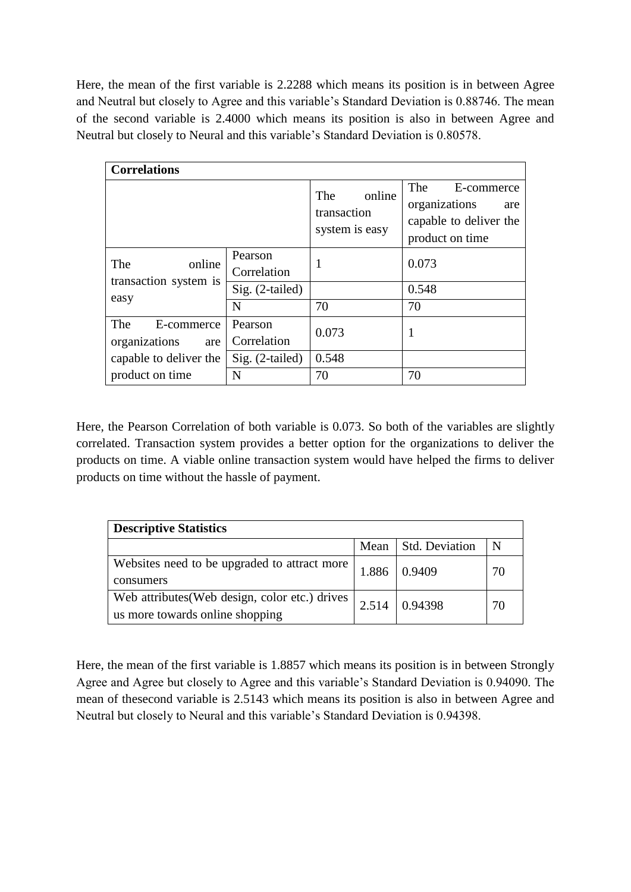Here, the mean of the first variable is 2.2288 which means its position is in between Agree and Neutral but closely to Agree and this variable's Standard Deviation is 0.88746. The mean of the second variable is 2.4000 which means its position is also in between Agree and Neutral but closely to Neural and this variable's Standard Deviation is 0.80578.

| **Correlations** | | | |
|---|---|---|---|
| | | The online transaction system is easy | The E-commerce organizations are capable to deliver the product on time |
| The online transaction system is easy | Pearson Correlation | 1 | 0.073 |
| | Sig. (2-tailed) | | 0.548 |
| | N | 70 | 70 |
| The E-commerce organizations are capable to deliver the product on time | Pearson Correlation | 0.073 | 1 |
| | Sig. (2-tailed) | 0.548 | |
| | N | 70 | 70 |

Here, the Pearson Correlation of both variable is 0.073. So both of the variables are slightly correlated. Transaction system provides a better option for the organizations to deliver the products on time. A viable online transaction system would have helped the firms to deliver products on time without the hassle of payment.

| **Descriptive Statistics** | | | |
|---|---|---|---|
| | Mean | Std. Deviation | N |
| Websites need to be upgraded to attract more consumers | 1.886 | 0.9409 | 70 |
| Web attributes(Web design, color etc.) drives us more towards online shopping | 2.514 | 0.94398 | 70 |

Here, the mean of the first variable is 1.8857 which means its position is in between Strongly Agree and Agree but closely to Agree and this variable's Standard Deviation is 0.94090. The mean of thesecond variable is 2.5143 which means its position is also in between Agree and Neutral but closely to Neural and this variable's Standard Deviation is 0.94398.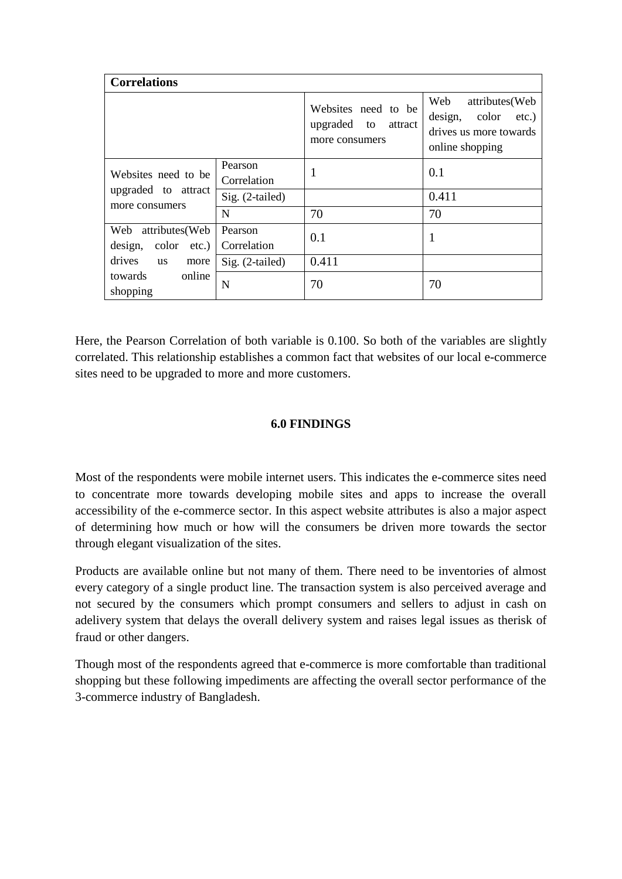| Correlations | | | |
|---|---|---|---|
| | | Websites need to be upgraded to attract more consumers | Web attributes(Web design, color etc.) drives us more towards online shopping |
| Websites need to be upgraded to attract more consumers | Pearson Correlation | 1 | 0.1 |
| | Sig. (2-tailed) | | 0.411 |
| | N | 70 | 70 |
| Web attributes(Web design, color etc.) drives us more towards online shopping | Pearson Correlation | 0.1 | 1 |
| | Sig. (2-tailed) | 0.411 | |
| | N | 70 | 70 |

Here, the Pearson Correlation of both variable is 0.100. So both of the variables are slightly correlated. This relationship establishes a common fact that websites of our local e-commerce sites need to be upgraded to more and more customers.

## 6.0 FINDINGS

Most of the respondents were mobile internet users. This indicates the e-commerce sites need to concentrate more towards developing mobile sites and apps to increase the overall accessibility of the e-commerce sector. In this aspect website attributes is also a major aspect of determining how much or how will the consumers be driven more towards the sector through elegant visualization of the sites.

Products are available online but not many of them. There need to be inventories of almost every category of a single product line. The transaction system is also perceived average and not secured by the consumers which prompt consumers and sellers to adjust in cash on adelivery system that delays the overall delivery system and raises legal issues as therisk of fraud or other dangers.

Though most of the respondents agreed that e-commerce is more comfortable than traditional shopping but these following impediments are affecting the overall sector performance of the 3-commerce industry of Bangladesh.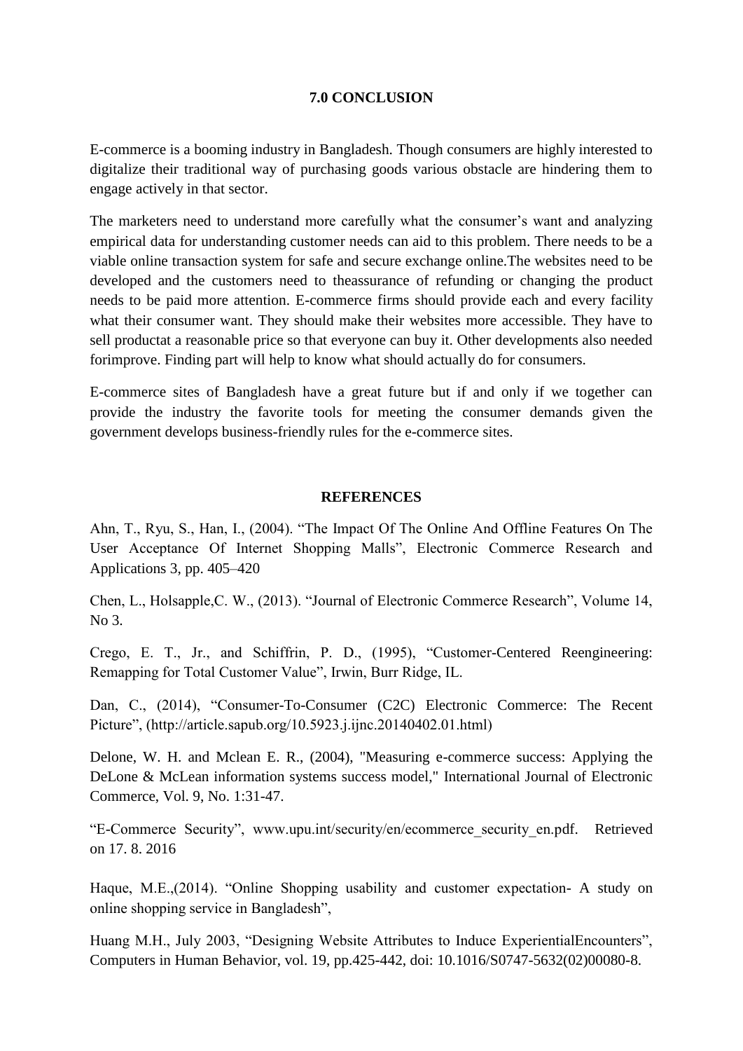## 7.0 CONCLUSION

E-commerce is a booming industry in Bangladesh. Though consumers are highly interested to digitalize their traditional way of purchasing goods various obstacle are hindering them to engage actively in that sector.

The marketers need to understand more carefully what the consumer's want and analyzing empirical data for understanding customer needs can aid to this problem. There needs to be a viable online transaction system for safe and secure exchange online.The websites need to be developed and the customers need to theassurance of refunding or changing the product needs to be paid more attention. E-commerce firms should provide each and every facility what their consumer want. They should make their websites more accessible. They have to sell productat a reasonable price so that everyone can buy it. Other developments also needed forimprove. Finding part will help to know what should actually do for consumers.

E-commerce sites of Bangladesh have a great future but if and only if we together can provide the industry the favorite tools for meeting the consumer demands given the government develops business-friendly rules for the e-commerce sites.

## REFERENCES

Ahn, T., Ryu, S., Han, I., (2004). "The Impact Of The Online And Offline Features On The User Acceptance Of Internet Shopping Malls", Electronic Commerce Research and Applications 3, pp. 405–420

Chen, L., Holsapple,C. W., (2013). "Journal of Electronic Commerce Research", Volume 14, No 3.

Crego, E. T., Jr., and Schiffrin, P. D., (1995), "Customer-Centered Reengineering: Remapping for Total Customer Value", Irwin, Burr Ridge, IL.

Dan, C., (2014), "Consumer-To-Consumer (C2C) Electronic Commerce: The Recent Picture", (http://article.sapub.org/10.5923.j.ijnc.20140402.01.html)

Delone, W. H. and Mclean E. R., (2004), "Measuring e-commerce success: Applying the DeLone & McLean information systems success model," International Journal of Electronic Commerce, Vol. 9, No. 1:31-47.

"E-Commerce Security", www.upu.int/security/en/ecommerce_security_en.pdf. Retrieved on 17. 8. 2016

Haque, M.E.,(2014). "Online Shopping usability and customer expectation- A study on online shopping service in Bangladesh",

Huang M.H., July 2003, "Designing Website Attributes to Induce ExperientialEncounters", Computers in Human Behavior, vol. 19, pp.425-442, doi: 10.1016/S0747-5632(02)00080-8.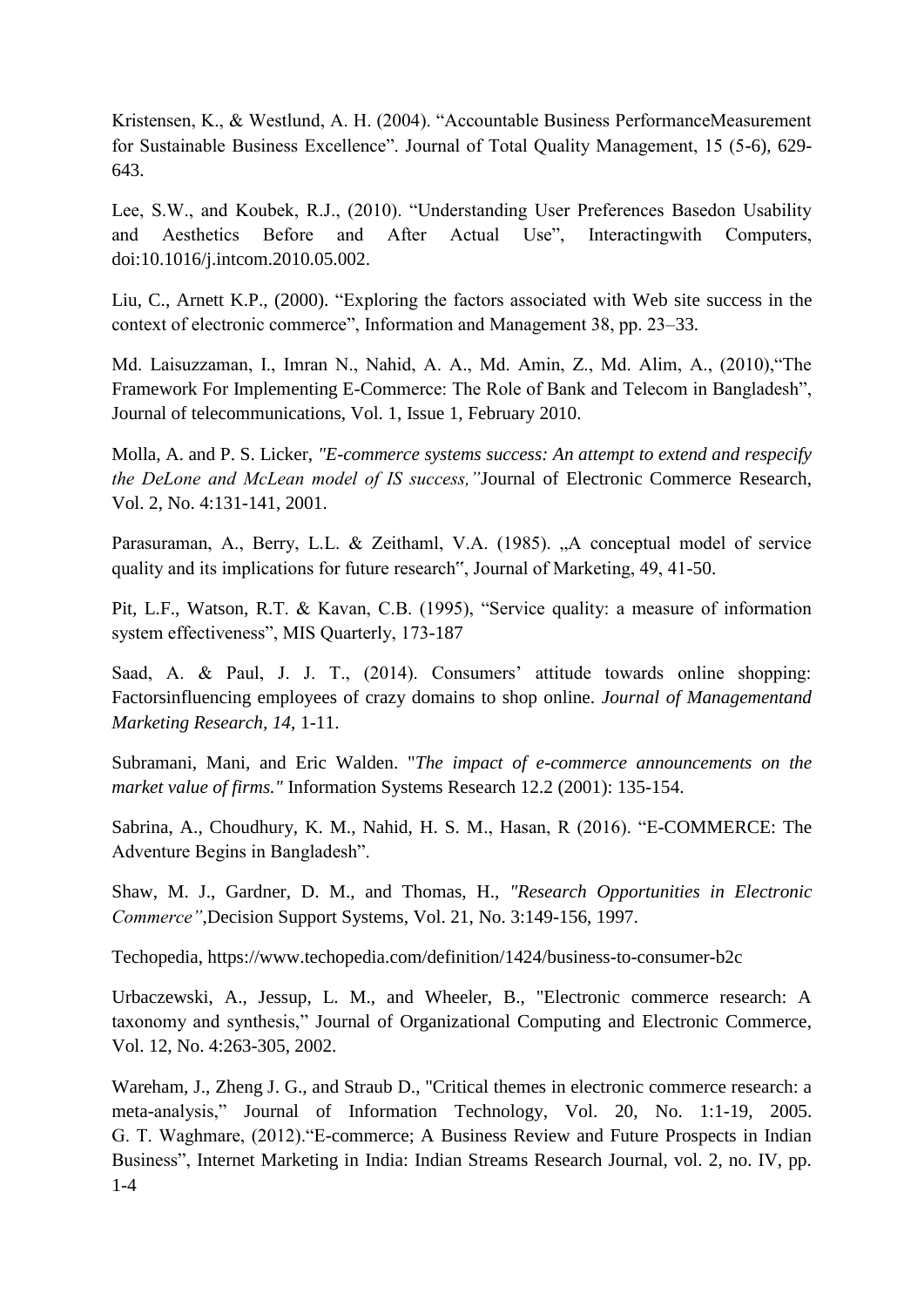Kristensen, K., & Westlund, A. H. (2004). “Accountable Business PerformanceMeasurement for Sustainable Business Excellence”. Journal of Total Quality Management, 15 (5-6), 629-643.

Lee, S.W., and Koubek, R.J., (2010). “Understanding User Preferences Basedon Usability and Aesthetics Before and After Actual Use”, Interactingwith Computers, doi:10.1016/j.intcom.2010.05.002.

Liu, C., Arnett K.P., (2000). “Exploring the factors associated with Web site success in the context of electronic commerce”, Information and Management 38, pp. 23–33.

Md. Laisuzzaman, I., Imran N., Nahid, A. A., Md. Amin, Z., Md. Alim, A., (2010),“The Framework For Implementing E-Commerce: The Role of Bank and Telecom in Bangladesh”, Journal of telecommunications, Vol. 1, Issue 1, February 2010.

Molla, A. and P. S. Licker, *"E-commerce systems success: An attempt to extend and respecify the DeLone and McLean model of IS success,"* Journal of Electronic Commerce Research, Vol. 2, No. 4:131-141, 2001.

Parasuraman, A., Berry, L.L. & Zeithaml, V.A. (1985). „A conceptual model of service quality and its implications for future research‟, Journal of Marketing, 49, 41-50.

Pit, L.F., Watson, R.T. & Kavan, C.B. (1995), “Service quality: a measure of information system effectiveness”, MIS Quarterly, 173-187

Saad, A. & Paul, J. J. T., (2014). Consumers’ attitude towards online shopping: Factorsinfluencing employees of crazy domains to shop online. *Journal of Managementand Marketing Research, 14,* 1-11.

Subramani, Mani, and Eric Walden. "*The impact of e-commerce announcements on the market value of firms."* Information Systems Research 12.2 (2001): 135-154.

Sabrina, A., Choudhury, K. M., Nahid, H. S. M., Hasan, R (2016). “E-COMMERCE: The Adventure Begins in Bangladesh”.

Shaw, M. J., Gardner, D. M., and Thomas, H., *"Research Opportunities in Electronic Commerce"*,Decision Support Systems, Vol. 21, No. 3:149-156, 1997.

Techopedia, https://www.techopedia.com/definition/1424/business-to-consumer-b2c

Urbaczewski, A., Jessup, L. M., and Wheeler, B., "Electronic commerce research: A taxonomy and synthesis," Journal of Organizational Computing and Electronic Commerce, Vol. 12, No. 4:263-305, 2002.

Wareham, J., Zheng J. G., and Straub D., "Critical themes in electronic commerce research: a meta-analysis," Journal of Information Technology, Vol. 20, No. 1:1-19, 2005.
G. T. Waghmare, (2012).“E-commerce; A Business Review and Future Prospects in Indian Business”, Internet Marketing in India: Indian Streams Research Journal, vol. 2, no. IV, pp. 1-4